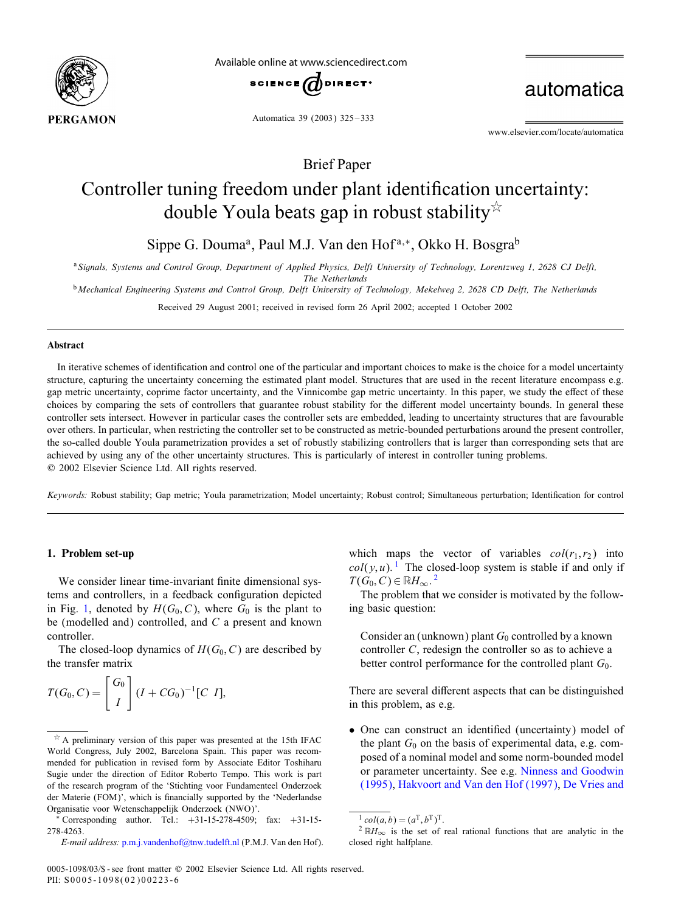Brief Paper

# Controller tuning freedom under plant identification uncertainty: double Youla beats gap in robust stability☆

Sippe G. Douma[a], Paul M.J. Van den Hof[a,*], Okko H. Bosgra[b]

[a] Signals, Systems and Control Group, Department of Applied Physics, Delft University of Technology, Lorentzweg 1, 2628 CJ Delft, The Netherlands

[b] Mechanical Engineering Systems and Control Group, Delft University of Technology, Mekelweg 2, 2628 CD Delft, The Netherlands

Received 29 August 2001; received in revised form 26 April 2002; accepted 1 October 2002

## Abstract

In iterative schemes of identification and control one of the particular and important choices to make is the choice for a model uncertainty structure, capturing the uncertainty concerning the estimated plant model. Structures that are used in the recent literature encompass e.g. gap metric uncertainty, coprime factor uncertainty, and the Vinnicombe gap metric uncertainty. In this paper, we study the effect of these choices by comparing the sets of controllers that guarantee robust stability for the different model uncertainty bounds. In general these controller sets intersect. However in particular cases the controller sets are embedded, leading to uncertainty structures that are favourable over others. In particular, when restricting the controller set to be constructed as metric-bounded perturbations around the present controller, the so-called double Youla parametrization provides a set of robustly stabilizing controllers that is larger than corresponding sets that are achieved by using any of the other uncertainty structures. This is particularly of interest in controller tuning problems.
© 2002 Elsevier Science Ltd. All rights reserved.

*Keywords:* Robust stability; Gap metric; Youla parametrization; Model uncertainty; Robust control; Simultaneous perturbation; Identification for control

## 1. Problem set-up

We consider linear time-invariant finite dimensional systems and controllers, in a feedback configuration depicted in Fig. 1, denoted by $H(G_0, C)$, where $G_0$ is the plant to be (modelled and) controlled, and $C$ a present and known controller.

The closed-loop dynamics of $H(G_0, C)$ are described by the transfer matrix

$$T(G_0, C) = \begin{bmatrix} G_0 \\ I \end{bmatrix} (I + CG_0)^{-1}[C \;\; I],$$

which maps the vector of variables $col(r_1, r_2)$ into $col(y, u)$.[1] The closed-loop system is stable if and only if $T(G_0, C) \in \mathbb{R}H_\infty$.[2]

The problem that we consider is motivated by the following basic question:

> Consider an (unknown) plant $G_0$ controlled by a known controller $C$, redesign the controller so as to achieve a better control performance for the controlled plant $G_0$.

There are several different aspects that can be distinguished in this problem, as e.g.

- One can construct an identified (uncertainty) model of the plant $G_0$ on the basis of experimental data, e.g. composed of a nominal model and some norm-bounded model or parameter uncertainty. See e.g. Ninness and Goodwin (1995), Hakvoort and Van den Hof (1997), De Vries and

---

☆ A preliminary version of this paper was presented at the 15th IFAC World Congress, July 2002, Barcelona Spain. This paper was recommended for publication in revised form by Associate Editor Toshiharu Sugie under the direction of Editor Roberto Tempo. This work is part of the research program of the 'Stichting voor Fundamenteel Onderzoek der Materie (FOM)', which is financially supported by the 'Nederlandse Organisatie voor Wetenschappelijk Onderzoek (NWO)'.

\* Corresponding author. Tel.: +31-15-278-4509; fax: +31-15-278-4263.

*E-mail address:* p.m.j.vandenhof@tnw.tudelft.nl (P.M.J. Van den Hof).

[1] $col(a, b) = (a^T, b^T)^T$.

[2] $\mathbb{R}H_\infty$ is the set of real rational functions that are analytic in the closed right halfplane.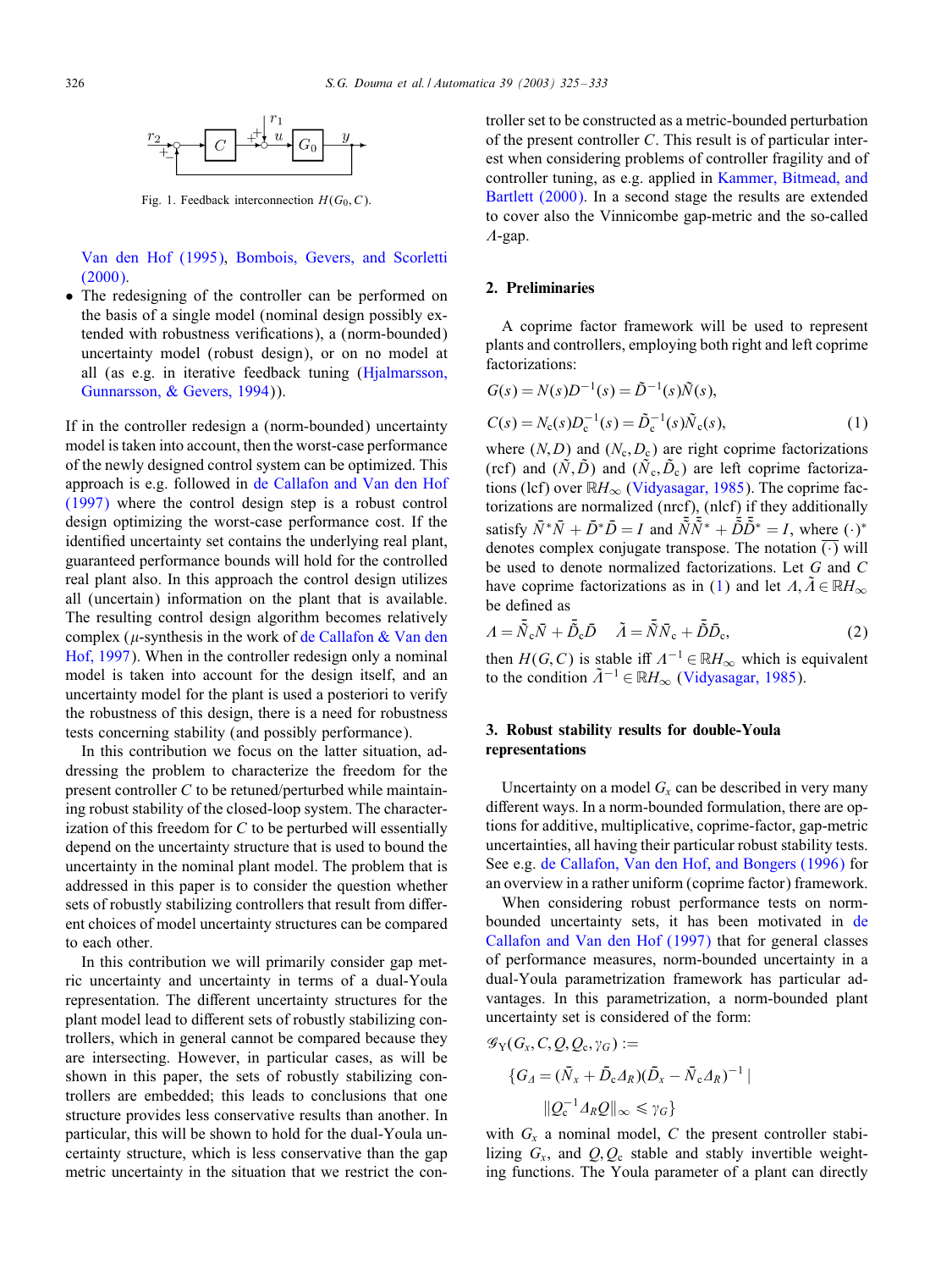Fig. 1. Feedback interconnection $H(G_0, C)$.

Van den Hof (1995), Bombois, Gevers, and Scorletti (2000).

- The redesigning of the controller can be performed on the basis of a single model (nominal design possibly extended with robustness verifications), a (norm-bounded) uncertainty model (robust design), or on no model at all (as e.g. in iterative feedback tuning (Hjalmarsson, Gunnarsson, & Gevers, 1994)).

If in the controller redesign a (norm-bounded) uncertainty model is taken into account, then the worst-case performance of the newly designed control system can be optimized. This approach is e.g. followed in de Callafon and Van den Hof (1997) where the control design step is a robust control design optimizing the worst-case performance cost. If the identified uncertainty set contains the underlying real plant, guaranteed performance bounds will hold for the controlled real plant also. In this approach the control design utilizes all (uncertain) information on the plant that is available. The resulting control design algorithm becomes relatively complex ($\mu$-synthesis in the work of de Callafon & Van den Hof, 1997). When in the controller redesign only a nominal model is taken into account for the design itself, and an uncertainty model for the plant is used a posteriori to verify the robustness of this design, there is a need for robustness tests concerning stability (and possibly performance).

In this contribution we focus on the latter situation, addressing the problem to characterize the freedom for the present controller $C$ to be retuned/perturbed while maintaining robust stability of the closed-loop system. The characterization of this freedom for $C$ to be perturbed will essentially depend on the uncertainty structure that is used to bound the uncertainty in the nominal plant model. The problem that is addressed in this paper is to consider the question whether sets of robustly stabilizing controllers that result from different choices of model uncertainty structures can be compared to each other.

In this contribution we will primarily consider gap metric uncertainty and uncertainty in terms of a dual-Youla representation. The different uncertainty structures for the plant model lead to different sets of robustly stabilizing controllers, which in general cannot be compared because they are intersecting. However, in particular cases, as will be shown in this paper, the sets of robustly stabilizing controllers are embedded; this leads to conclusions that one structure provides less conservative results than another. In particular, this will be shown to hold for the dual-Youla uncertainty structure, which is less conservative than the gap metric uncertainty in the situation that we restrict the controller set to be constructed as a metric-bounded perturbation of the present controller $C$. This result is of particular interest when considering problems of controller fragility and of controller tuning, as e.g. applied in Kammer, Bitmead, and Bartlett (2000). In a second stage the results are extended to cover also the Vinnicombe gap-metric and the so-called $\Lambda$-gap.

## 2. Preliminaries

A coprime factor framework will be used to represent plants and controllers, employing both right and left coprime factorizations:

$$G(s) = N(s)D^{-1}(s) = \tilde{D}^{-1}(s)\tilde{N}(s),$$

$$C(s) = N_c(s)D_c^{-1}(s) = \tilde{D}_c^{-1}(s)\tilde{N}_c(s), \tag{1}$$

where $(N, D)$ and $(N_c, D_c)$ are right coprime factorizations (rcf) and $(\tilde{N}, \tilde{D})$ and $(\tilde{N}_c, \tilde{D}_c)$ are left coprime factorizations (lcf) over $\mathbb{R}H_\infty$ (Vidyasagar, 1985). The coprime factorizations are normalized (nrcf), (nlcf) if they additionally satisfy $\bar{N}^*\bar{N} + \bar{D}^*\bar{D} = I$ and $\bar{\tilde{N}}\bar{\tilde{N}}^* + \bar{\tilde{D}}\bar{\tilde{D}}^* = I$, where $(\cdot)^*$ denotes complex conjugate transpose. The notation $\overline{(\cdot)}$ will be used to denote normalized factorizations. Let $G$ and $C$ have coprime factorizations as in (1) and let $\Lambda, \tilde{\Lambda} \in \mathbb{R}H_\infty$ be defined as

$$\Lambda = \bar{\tilde{N}}_c\bar{N} + \bar{\tilde{D}}_c\bar{D} \quad \tilde{\Lambda} = \bar{\tilde{N}}\bar{N}_c + \bar{\tilde{D}}\bar{D}_c, \tag{2}$$

then $H(G, C)$ is stable iff $\Lambda^{-1} \in \mathbb{R}H_\infty$ which is equivalent to the condition $\tilde{\Lambda}^{-1} \in \mathbb{R}H_\infty$ (Vidyasagar, 1985).

## 3. Robust stability results for double-Youla representations

Uncertainty on a model $G_x$ can be described in very many different ways. In a norm-bounded formulation, there are options for additive, multiplicative, coprime-factor, gap-metric uncertainties, all having their particular robust stability tests. See e.g. de Callafon, Van den Hof, and Bongers (1996) for an overview in a rather uniform (coprime factor) framework.

When considering robust performance tests on norm-bounded uncertainty sets, it has been motivated in de Callafon and Van den Hof (1997) that for general classes of performance measures, norm-bounded uncertainty in a dual-Youla parametrization framework has particular advantages. In this parametrization, a norm-bounded plant uncertainty set is considered of the form:

$$\mathscr{G}_Y(G_x, C, Q, Q_c, \gamma_G) :=$$

$$\{G_\Delta = (\bar{N}_x + \bar{D}_c\Delta_R)(\bar{D}_x - \bar{N}_c\Delta_R)^{-1} \mid$$

$$\|Q_c^{-1}\Delta_R Q\|_\infty \leqslant \gamma_G\}$$

with $G_x$ a nominal model, $C$ the present controller stabilizing $G_x$, and $Q, Q_c$ stable and stably invertible weighting functions. The Youla parameter of a plant can directly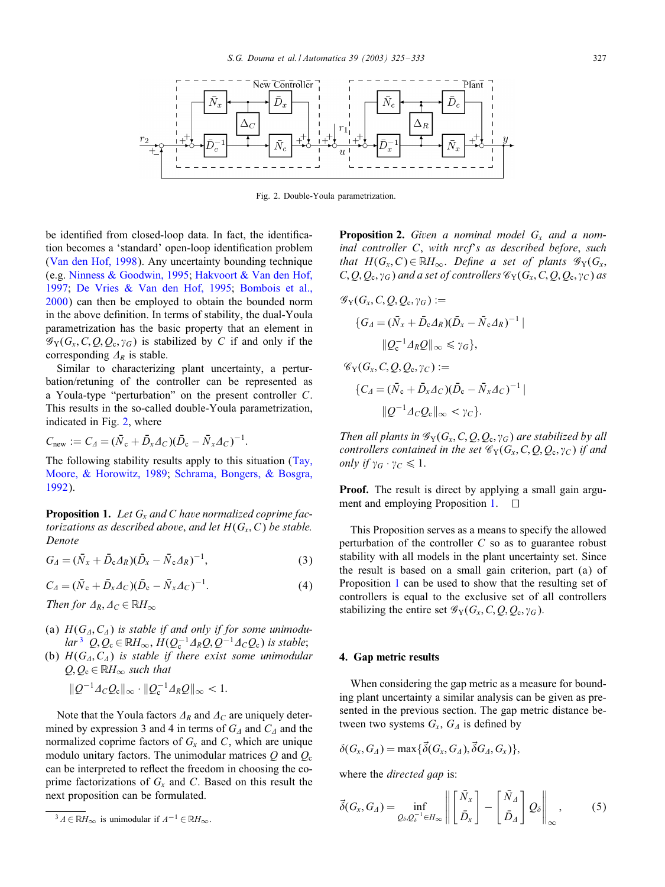Fig. 2. Double-Youla parametrization.

be identified from closed-loop data. In fact, the identification becomes a 'standard' open-loop identification problem (Van den Hof, 1998). Any uncertainty bounding technique (e.g. Ninness & Goodwin, 1995; Hakvoort & Van den Hof, 1997; De Vries & Van den Hof, 1995; Bombois et al., 2000) can then be employed to obtain the bounded norm in the above definition. In terms of stability, the dual-Youla parametrization has the basic property that an element in $\mathscr{G}_Y(G_x, C, Q, Q_c, \gamma_G)$ is stabilized by $C$ if and only if the corresponding $\Delta_R$ is stable.

Similar to characterizing plant uncertainty, a perturbation/retuning of the controller can be represented as a Youla-type "perturbation" on the present controller $C$. This results in the so-called double-Youla parametrization, indicated in Fig. 2, where

$$C_{\text{new}} := C_\Delta = (\bar{N}_c + \bar{D}_x \Delta_C)(\bar{D}_c - \bar{N}_x \Delta_C)^{-1}.$$

The following stability results apply to this situation (Tay, Moore, & Horowitz, 1989; Schrama, Bongers, & Bosgra, 1992).

**Proposition 1.** *Let $G_x$ and $C$ have normalized coprime factorizations as described above, and let $H(G_x, C)$ be stable. Denote*

$$G_\Delta = (\bar{N}_x + \bar{D}_c \Delta_R)(\bar{D}_x - \bar{N}_c \Delta_R)^{-1}, \tag{3}$$

$$C_\Delta = (\bar{N}_c + \bar{D}_x \Delta_C)(\bar{D}_c - \bar{N}_x \Delta_C)^{-1}. \tag{4}$$

*Then for $\Delta_R, \Delta_C \in \mathbb{R}H_\infty$*

(a) *$H(G_\Delta, C_\Delta)$ is stable if and only if for some unimodular*[3] *$Q, Q_c \in \mathbb{R}H_\infty$, $H(Q_c^{-1}\Delta_R Q, Q^{-1}\Delta_C Q_c)$ is stable;*
(b) *$H(G_\Delta, C_\Delta)$ is stable if there exist some unimodular $Q, Q_c \in \mathbb{R}H_\infty$ such that*

$$\|Q^{-1}\Delta_C Q_c\|_\infty \cdot \|Q_c^{-1}\Delta_R Q\|_\infty < 1.$$

Note that the Youla factors $\Delta_R$ and $\Delta_C$ are uniquely determined by expression 3 and 4 in terms of $G_\Delta$ and $C_\Delta$ and the normalized coprime factors of $G_x$ and $C$, which are unique modulo unitary factors. The unimodular matrices $Q$ and $Q_c$ can be interpreted to reflect the freedom in choosing the coprime factorizations of $G_x$ and $C$. Based on this result the next proposition can be formulated.

[3] $A \in \mathbb{R}H_\infty$ is unimodular if $A^{-1} \in \mathbb{R}H_\infty$.

**Proposition 2.** *Given a nominal model $G_x$ and a nominal controller $C$, with nrcf's as described before, such that $H(G_x, C) \in \mathbb{R}H_\infty$. Define a set of plants $\mathscr{G}_Y(G_x, C, Q, Q_c, \gamma_G)$ and a set of controllers $\mathscr{C}_Y(G_x, C, Q, Q_c, \gamma_C)$ as*

$$\mathscr{G}_Y(G_x, C, Q, Q_c, \gamma_G) :=$$
$$\{G_\Delta = (\bar{N}_x + \bar{D}_c \Delta_R)(\bar{D}_x - \bar{N}_c \Delta_R)^{-1} \mid$$
$$\|Q_c^{-1}\Delta_R Q\|_\infty \leqslant \gamma_G\},$$

$$\mathscr{C}_Y(G_x, C, Q, Q_c, \gamma_C) :=$$
$$\{C_\Delta = (\bar{N}_c + \bar{D}_x \Delta_C)(\bar{D}_c - \bar{N}_x \Delta_C)^{-1} \mid$$
$$\|Q^{-1}\Delta_C Q_c\|_\infty < \gamma_C\}.$$

*Then all plants in $\mathscr{G}_Y(G_x, C, Q, Q_c, \gamma_G)$ are stabilized by all controllers contained in the set $\mathscr{C}_Y(G_x, C, Q, Q_c, \gamma_C)$ if and only if $\gamma_G \cdot \gamma_C \leqslant 1$.*

**Proof.** The result is direct by applying a small gain argument and employing Proposition 1. □

This Proposition serves as a means to specify the allowed perturbation of the controller $C$ so as to guarantee robust stability with all models in the plant uncertainty set. Since the result is based on a small gain criterion, part (a) of Proposition 1 can be used to show that the resulting set of controllers is equal to the exclusive set of all controllers stabilizing the entire set $\mathscr{G}_Y(G_x, C, Q, Q_c, \gamma_G)$.

## 4. Gap metric results

When considering the gap metric as a measure for bounding plant uncertainty a similar analysis can be given as presented in the previous section. The gap metric distance between two systems $G_x$, $G_\Delta$ is defined by

$$\delta(G_x, G_\Delta) = \max\{\vec{\delta}(G_x, G_\Delta), \vec{\delta}G_\Delta, G_x)\},$$

where the *directed gap* is:

$$\vec{\delta}(G_x, G_\Delta) = \inf_{Q_\delta, Q_\delta^{-1} \in H_\infty} \left\| \begin{bmatrix} \bar{N}_x \\ \bar{D}_x \end{bmatrix} - \begin{bmatrix} \bar{N}_\Delta \\ \bar{D}_\Delta \end{bmatrix} Q_\delta \right\|_\infty, \tag{5}$$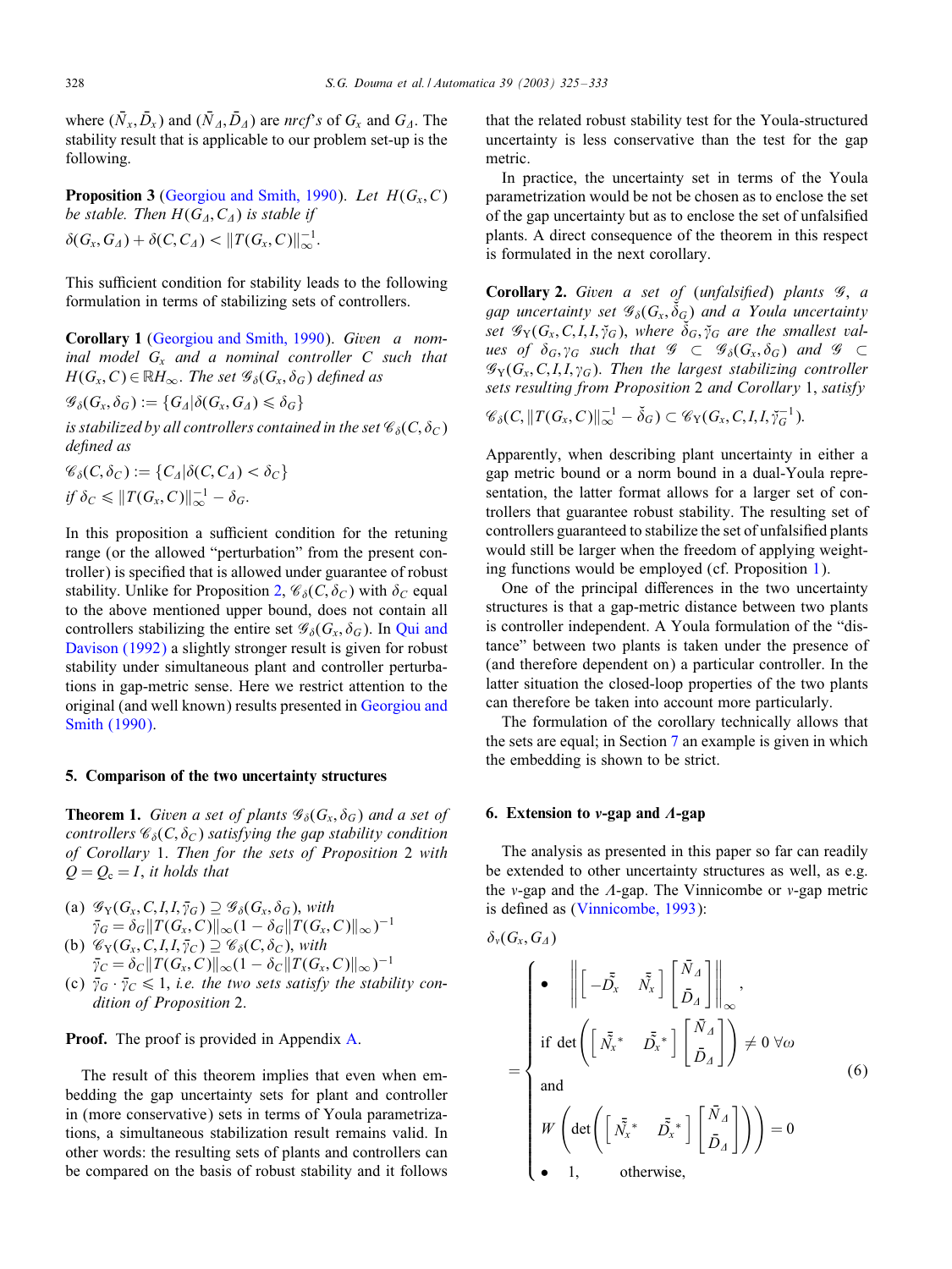where $(\bar{N}_x, \bar{D}_x)$ and $(\bar{N}_\Delta, \bar{D}_\Delta)$ are *nrcf's* of $G_x$ and $G_\Delta$. The stability result that is applicable to our problem set-up is the following.

**Proposition 3** (Georgiou and Smith, 1990). *Let $H(G_x, C)$ be stable. Then $H(G_\Delta, C_\Delta)$ is stable if*

$$\delta(G_x, G_\Delta) + \delta(C, C_\Delta) < \|T(G_x, C)\|_\infty^{-1}.$$

This sufficient condition for stability leads to the following formulation in terms of stabilizing sets of controllers.

**Corollary 1** (Georgiou and Smith, 1990). *Given a nominal model $G_x$ and a nominal controller $C$ such that $H(G_x, C) \in \mathbb{R}H_\infty$. The set $\mathscr{G}_\delta(G_x, \delta_G)$ defined as*

$$\mathscr{G}_\delta(G_x, \delta_G) := \{G_\Delta | \delta(G_x, G_\Delta) \leqslant \delta_G\}$$

*is stabilized by all controllers contained in the set $\mathscr{C}_\delta(C, \delta_C)$ defined as*

$$\mathscr{C}_\delta(C, \delta_C) := \{C_\Delta | \delta(C, C_\Delta) < \delta_C\}$$

*if $\delta_C \leqslant \|T(G_x, C)\|_\infty^{-1} - \delta_G$.*

In this proposition a sufficient condition for the retuning range (or the allowed "perturbation" from the present controller) is specified that is allowed under guarantee of robust stability. Unlike for Proposition 2, $\mathscr{C}_\delta(C, \delta_C)$ with $\delta_C$ equal to the above mentioned upper bound, does not contain all controllers stabilizing the entire set $\mathscr{G}_\delta(G_x, \delta_G)$. In Qui and Davison (1992) a slightly stronger result is given for robust stability under simultaneous plant and controller perturbations in gap-metric sense. Here we restrict attention to the original (and well known) results presented in Georgiou and Smith (1990).

## 5. Comparison of the two uncertainty structures

**Theorem 1.** *Given a set of plants $\mathscr{G}_\delta(G_x, \delta_G)$ and a set of controllers $\mathscr{C}_\delta(C, \delta_C)$ satisfying the gap stability condition of Corollary 1. Then for the sets of Proposition 2 with $Q = Q_c = I$, it holds that*

(a) $\mathscr{G}_Y(G_x, C, I, I, \bar{\gamma}_G) \supseteq \mathscr{G}_\delta(G_x, \delta_G)$, *with* $\bar{\gamma}_G = \delta_G \|T(G_x, C)\|_\infty (1 - \delta_G \|T(G_x, C)\|_\infty)^{-1}$

(b) $\mathscr{C}_Y(G_x, C, I, I, \bar{\gamma}_C) \supseteq \mathscr{C}_\delta(C, \delta_C)$, *with* $\bar{\gamma}_C = \delta_C \|T(G_x, C)\|_\infty (1 - \delta_C \|T(G_x, C)\|_\infty)^{-1}$

(c) $\bar{\gamma}_G \cdot \bar{\gamma}_C \leqslant 1$, *i.e. the two sets satisfy the stability condition of Proposition* 2.

**Proof.** The proof is provided in Appendix A.

The result of this theorem implies that even when embedding the gap uncertainty sets for plant and controller in (more conservative) sets in terms of Youla parametrizations, a simultaneous stabilization result remains valid. In other words: the resulting sets of plants and controllers can be compared on the basis of robust stability and it follows that the related robust stability test for the Youla-structured uncertainty is less conservative than the test for the gap metric.

In practice, the uncertainty set in terms of the Youla parametrization would be not be chosen as to enclose the set of the gap uncertainty but as to enclose the set of unfalsified plants. A direct consequence of the theorem in this respect is formulated in the next corollary.

**Corollary 2.** *Given a set of (unfalsified) plants $\mathscr{G}$, a gap uncertainty set $\mathscr{G}_\delta(G_x, \check{\delta}_G)$ and a Youla uncertainty set $\mathscr{G}_Y(G_x, C, I, I, \check{\gamma}_G)$, where $\check{\delta}_G, \check{\gamma}_G$ are the smallest values of $\delta_G, \gamma_G$ such that $\mathscr{G} \subset \mathscr{G}_\delta(G_x, \delta_G)$ and $\mathscr{G} \subset \mathscr{G}_Y(G_x, C, I, I, \gamma_G)$. Then the largest stabilizing controller sets resulting from Proposition 2 and Corollary 1, satisfy*

$$\mathscr{C}_\delta(C, \|T(G_x, C)\|_\infty^{-1} - \check{\delta}_G) \subset \mathscr{C}_Y(G_x, C, I, I, \check{\gamma}_G^{-1}).$$

Apparently, when describing plant uncertainty in either a gap metric bound or a norm bound in a dual-Youla representation, the latter format allows for a larger set of controllers that guarantee robust stability. The resulting set of controllers guaranteed to stabilize the set of unfalsified plants would still be larger when the freedom of applying weighting functions would be employed (cf. Proposition 1).

One of the principal differences in the two uncertainty structures is that a gap-metric distance between two plants is controller independent. A Youla formulation of the "distance" between two plants is taken under the presence of (and therefore dependent on) a particular controller. In the latter situation the closed-loop properties of the two plants can therefore be taken into account more particularly.

The formulation of the corollary technically allows that the sets are equal; in Section 7 an example is given in which the embedding is shown to be strict.

## 6. Extension to $\nu$-gap and $\Lambda$-gap

The analysis as presented in this paper so far can readily be extended to other uncertainty structures as well, as e.g. the $\nu$-gap and the $\Lambda$-gap. The Vinnicombe or $\nu$-gap metric is defined as (Vinnicombe, 1993):

$$\delta_\nu(G_x, G_\Delta) = \begin{cases} \bullet \quad \left\| \begin{bmatrix} -\bar{\tilde{D}}_x & \bar{\tilde{N}}_x \end{bmatrix} \begin{bmatrix} \bar{N}_\Delta \\ \bar{D}_\Delta \end{bmatrix} \right\|_\infty, \\ \text{if } \det\left( \begin{bmatrix} \bar{\tilde{N}}_x{}^* & \bar{\tilde{D}}_x{}^* \end{bmatrix} \begin{bmatrix} \bar{N}_\Delta \\ \bar{D}_\Delta \end{bmatrix} \right) \neq 0 \;\forall \omega \\ \text{and} \\ W\left( \det\left( \begin{bmatrix} \bar{\tilde{N}}_x{}^* & \bar{\tilde{D}}_x{}^* \end{bmatrix} \begin{bmatrix} \bar{N}_\Delta \\ \bar{D}_\Delta \end{bmatrix} \right) \right) = 0 \\ \bullet \quad 1, \qquad \text{otherwise,} \end{cases} \tag{6}$$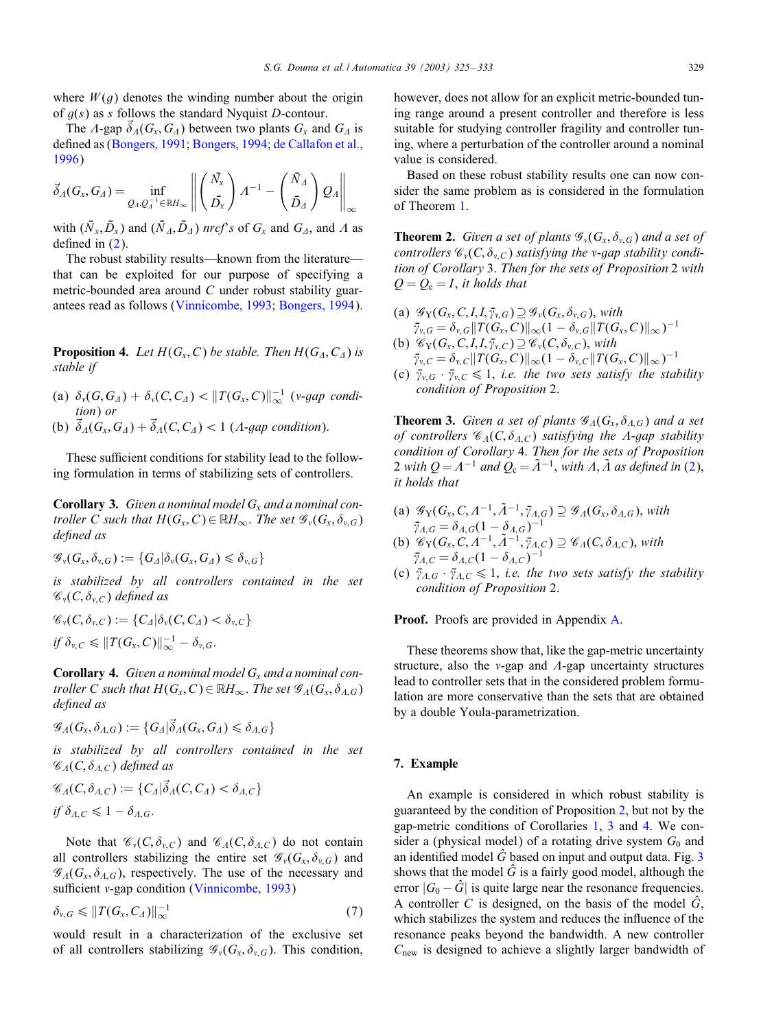where $W(g)$ denotes the winding number about the origin of $g(s)$ as $s$ follows the standard Nyquist $D$-contour.

The $\Lambda$-gap $\vec{\delta}_\Lambda(G_x, G_\Delta)$ between two plants $G_x$ and $G_\Delta$ is defined as (Bongers, 1991; Bongers, 1994; de Callafon et al., 1996)

$$\vec{\delta}_\Lambda(G_x, G_\Delta) = \inf_{Q_\Delta, Q_\Delta^{-1} \in \mathbb{R}H_\infty} \left\| \begin{pmatrix} \bar{N}_x \\ \bar{D}_x \end{pmatrix} \Lambda^{-1} - \begin{pmatrix} \bar{N}_\Delta \\ \bar{D}_\Delta \end{pmatrix} Q_\Delta \right\|_\infty$$

with $(\bar{N}_x, \bar{D}_x)$ and $(\bar{N}_\Delta, \bar{D}_\Delta)$ *nrcf's* of $G_x$ and $G_\Delta$, and $\Lambda$ as defined in (2).

The robust stability results—known from the literature—that can be exploited for our purpose of specifying a metric-bounded area around $C$ under robust stability guarantees read as follows (Vinnicombe, 1993; Bongers, 1994).

**Proposition 4.** *Let $H(G_x, C)$ be stable. Then $H(G_\Delta, C_\Delta)$ is stable if*

(a) $\delta_\nu(G, G_\Delta) + \delta_\nu(C, C_\Delta) < \|T(G_x, C)\|_\infty^{-1}$ (*$\nu$-gap condition*) or
(b) $\vec{\delta}_\Lambda(G_x, G_\Delta) + \vec{\delta}_\Lambda(C, C_\Delta) < 1$ (*$\Lambda$-gap condition*).

These sufficient conditions for stability lead to the following formulation in terms of stabilizing sets of controllers.

**Corollary 3.** *Given a nominal model $G_x$ and a nominal controller $C$ such that $H(G_x, C) \in \mathbb{R}H_\infty$. The set $\mathscr{G}_\nu(G_x, \delta_{\nu,G})$ defined as*

$$\mathscr{G}_\nu(G_x, \delta_{\nu,G}) := \{G_\Delta | \delta_\nu(G_x, G_\Delta) \leqslant \delta_{\nu,G}\}$$

*is stabilized by all controllers contained in the set $\mathscr{C}_\nu(C, \delta_{\nu,C})$ defined as*

$$\mathscr{C}_\nu(C, \delta_{\nu,C}) := \{C_\Delta | \delta_\nu(C, C_\Delta) < \delta_{\nu,C}\}$$

*if $\delta_{\nu,C} \leqslant \|T(G_x, C)\|_\infty^{-1} - \delta_{\nu,G}$.*

**Corollary 4.** *Given a nominal model $G_x$ and a nominal controller $C$ such that $H(G_x, C) \in \mathbb{R}H_\infty$. The set $\mathscr{G}_\Lambda(G_x, \delta_{\Lambda,G})$ defined as*

$$\mathscr{G}_\Lambda(G_x, \delta_{\Lambda,G}) := \{G_\Delta | \vec{\delta}_\Lambda(G_x, G_\Delta) \leqslant \delta_{\Lambda,G}\}$$

*is stabilized by all controllers contained in the set $\mathscr{C}_\Lambda(C, \delta_{\Lambda,C})$ defined as*

$$\mathscr{C}_\Lambda(C, \delta_{\Lambda,C}) := \{C_\Delta | \vec{\delta}_\Lambda(C, C_\Delta) < \delta_{\Lambda,C}\}$$

*if $\delta_{\Lambda,C} \leqslant 1 - \delta_{\Lambda,G}$.*

Note that $\mathscr{C}_\nu(C, \delta_{\nu,C})$ and $\mathscr{C}_\Lambda(C, \delta_{\Lambda,C})$ do not contain all controllers stabilizing the entire set $\mathscr{G}_\nu(G_x, \delta_{\nu,G})$ and $\mathscr{G}_\Lambda(G_x, \delta_{\Lambda,G})$, respectively. The use of the necessary and sufficient $\nu$-gap condition (Vinnicombe, 1993)

$$\delta_{\nu,G} \leqslant \|T(G_x, C_\Delta)\|_\infty^{-1} \tag{7}$$

would result in a characterization of the exclusive set of all controllers stabilizing $\mathscr{G}_\nu(G_x, \delta_{\nu,G})$. This condition, however, does not allow for an explicit metric-bounded tuning range around a present controller and therefore is less suitable for studying controller fragility and controller tuning, where a perturbation of the controller around a nominal value is considered.

Based on these robust stability results one can now consider the same problem as is considered in the formulation of Theorem 1.

**Theorem 2.** *Given a set of plants $\mathscr{G}_\nu(G_x, \delta_{\nu,G})$ and a set of controllers $\mathscr{C}_\nu(C, \delta_{\nu,C})$ satisfying the $\nu$-gap stability condition of Corollary 3. Then for the sets of Proposition 2 with $Q = Q_c = I$, it holds that*

(a) $\mathscr{G}_Y(G_x, C, I, I, \bar{\gamma}_{\nu,G}) \supseteq \mathscr{G}_\nu(G_x, \delta_{\nu,G})$, *with* $\bar{\gamma}_{\nu,G} = \delta_{\nu,G}\|T(G_x, C)\|_\infty(1 - \delta_{\nu,G}\|T(G_x, C)\|_\infty)^{-1}$
(b) $\mathscr{C}_Y(G_x, C, I, I, \bar{\gamma}_{\nu,C}) \supseteq \mathscr{C}_\nu(C, \delta_{\nu,C})$, *with* $\bar{\gamma}_{\nu,C} = \delta_{\nu,C}\|T(G_x, C)\|_\infty(1 - \delta_{\nu,C}\|T(G_x, C)\|_\infty)^{-1}$
(c) $\bar{\gamma}_{\nu,G} \cdot \bar{\gamma}_{\nu,C} \leqslant 1$, *i.e. the two sets satisfy the stability condition of Proposition* 2.

**Theorem 3.** *Given a set of plants $\mathscr{G}_\Lambda(G_x, \delta_{\Lambda,G})$ and a set of controllers $\mathscr{C}_\Lambda(C, \delta_{\Lambda,C})$ satisfying the $\Lambda$-gap stability condition of Corollary 4. Then for the sets of Proposition 2 with $Q = \Lambda^{-1}$ and $Q_c = \tilde{\Lambda}^{-1}$, with $\Lambda, \tilde{\Lambda}$ as defined in (2), it holds that*

(a) $\mathscr{G}_Y(G_x, C, \Lambda^{-1}, \tilde{\Lambda}^{-1}, \bar{\gamma}_{\Lambda,G}) \supseteq \mathscr{G}_\Lambda(G_x, \delta_{\Lambda,G})$, *with* $\bar{\gamma}_{\Lambda,G} = \delta_{\Lambda,G}(1 - \delta_{\Lambda,G})^{-1}$
(b) $\mathscr{C}_Y(G_x, C, \Lambda^{-1}, \tilde{\Lambda}^{-1}, \bar{\gamma}_{\Lambda,C}) \supseteq \mathscr{C}_\Lambda(C, \delta_{\Lambda,C})$, *with* $\bar{\gamma}_{\Lambda,C} = \delta_{\Lambda,C}(1 - \delta_{\Lambda,C})^{-1}$
(c) $\bar{\gamma}_{\Lambda,G} \cdot \bar{\gamma}_{\Lambda,C} \leqslant 1$, *i.e. the two sets satisfy the stability condition of Proposition* 2.

**Proof.** Proofs are provided in Appendix A.

These theorems show that, like the gap-metric uncertainty structure, also the $\nu$-gap and $\Lambda$-gap uncertainty structures lead to controller sets that in the considered problem formulation are more conservative than the sets that are obtained by a double Youla-parametrization.

## 7. Example

An example is considered in which robust stability is guaranteed by the condition of Proposition 2, but not by the gap-metric conditions of Corollaries 1, 3 and 4. We consider a (physical model) of a rotating drive system $G_0$ and an identified model $\hat{G}$ based on input and output data. Fig. 3 shows that the model $\hat{G}$ is a fairly good model, although the error $|G_0 - \hat{G}|$ is quite large near the resonance frequencies. A controller $C$ is designed, on the basis of the model $\hat{G}$, which stabilizes the system and reduces the influence of the resonance peaks beyond the bandwidth. A new controller $C_{\text{new}}$ is designed to achieve a slightly larger bandwidth of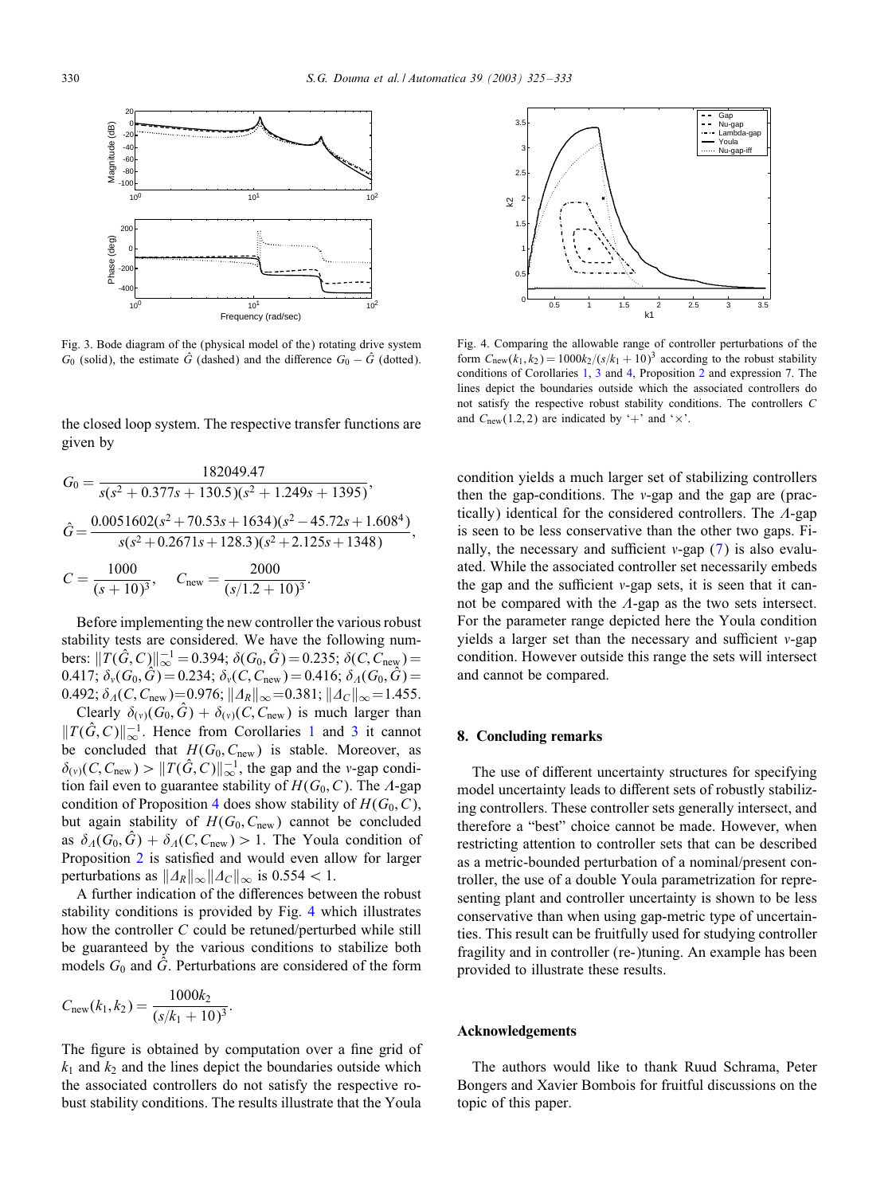Fig. 3. Bode diagram of the (physical model of the) rotating drive system $G_0$ (solid), the estimate $\hat{G}$ (dashed) and the difference $G_0 - \hat{G}$ (dotted).

the closed loop system. The respective transfer functions are given by

$$G_0 = \frac{182049.47}{s(s^2 + 0.377s + 130.5)(s^2 + 1.249s + 1395)},$$

$$\hat{G} = \frac{0.0051602(s^2 + 70.53s + 1634)(s^2 - 45.72s + 1.608^4)}{s(s^2 + 0.2671s + 128.3)(s^2 + 2.125s + 1348)},$$

$$C = \frac{1000}{(s+10)^3}, \quad C_{\text{new}} = \frac{2000}{(s/1.2 + 10)^3}.$$

Before implementing the new controller the various robust stability tests are considered. We have the following numbers: $\|T(\hat{G}, C)\|_\infty^{-1} = 0.394$; $\delta(G_0, \hat{G}) = 0.235$; $\delta(C, C_{\text{new}}) = 0.417$; $\delta_\nu(G_0, \hat{G}) = 0.234$; $\delta_\nu(C, C_{\text{new}}) = 0.416$; $\delta_\Lambda(G_0, \hat{G}) = 0.492$; $\delta_\Lambda(C, C_{\text{new}}) = 0.976$; $\|\Delta_R\|_\infty = 0.381$; $\|\Delta_C\|_\infty = 1.455$.

Clearly $\delta_{(\nu)}(G_0, \hat{G}) + \delta_{(\nu)}(C, C_{\text{new}})$ is much larger than $\|T(\hat{G}, C)\|_\infty^{-1}$. Hence from Corollaries 1 and 3 it cannot be concluded that $H(G_0, C_{\text{new}})$ is stable. Moreover, as $\delta_{(\nu)}(C, C_{\text{new}}) > \|T(\hat{G}, C)\|_\infty^{-1}$, the gap and the $\nu$-gap condition fail even to guarantee stability of $H(G_0, C)$. The $\Lambda$-gap condition of Proposition 4 does show stability of $H(G_0, C)$, but again stability of $H(G_0, C_{\text{new}})$ cannot be concluded as $\delta_\Lambda(G_0, \hat{G}) + \delta_\Lambda(C, C_{\text{new}}) > 1$. The Youla condition of Proposition 2 is satisfied and would even allow for larger perturbations as $\|\Delta_R\|_\infty \|\Delta_C\|_\infty$ is $0.554 < 1$.

A further indication of the differences between the robust stability conditions is provided by Fig. 4 which illustrates how the controller $C$ could be retuned/perturbed while still be guaranteed by the various conditions to stabilize both models $G_0$ and $\hat{G}$. Perturbations are considered of the form

$$C_{\text{new}}(k_1, k_2) = \frac{1000k_2}{(s/k_1 + 10)^3}.$$

The figure is obtained by computation over a fine grid of $k_1$ and $k_2$ and the lines depict the boundaries outside which the associated controllers do not satisfy the respective robust stability conditions. The results illustrate that the Youla condition yields a much larger set of stabilizing controllers then the gap-conditions. The $\nu$-gap and the gap are (practically) identical for the considered controllers. The $\Lambda$-gap is seen to be less conservative than the other two gaps. Finally, the necessary and sufficient $\nu$-gap (7) is also evaluated. While the associated controller set necessarily embeds the gap and the sufficient $\nu$-gap sets, it is seen that it cannot be compared with the $\Lambda$-gap as the two sets intersect. For the parameter range depicted here the Youla condition yields a larger set than the necessary and sufficient $\nu$-gap condition. However outside this range the sets will intersect and cannot be compared.

Fig. 4. Comparing the allowable range of controller perturbations of the form $C_{\text{new}}(k_1, k_2) = 1000k_2/(s/k_1 + 10)^3$ according to the robust stability conditions of Corollaries 1, 3 and 4, Proposition 2 and expression 7. The lines depict the boundaries outside which the associated controllers do not satisfy the respective robust stability conditions. The controllers $C$ and $C_{\text{new}}(1.2, 2)$ are indicated by '+' and '×'.

## 8. Concluding remarks

The use of different uncertainty structures for specifying model uncertainty leads to different sets of robustly stabilizing controllers. These controller sets generally intersect, and therefore a "best" choice cannot be made. However, when restricting attention to controller sets that can be described as a metric-bounded perturbation of a nominal/present controller, the use of a double Youla parametrization for representing plant and controller uncertainty is shown to be less conservative than when using gap-metric type of uncertainties. This result can be fruitfully used for studying controller fragility and in controller (re-)tuning. An example has been provided to illustrate these results.

## Acknowledgements

The authors would like to thank Ruud Schrama, Peter Bongers and Xavier Bombois for fruitful discussions on the topic of this paper.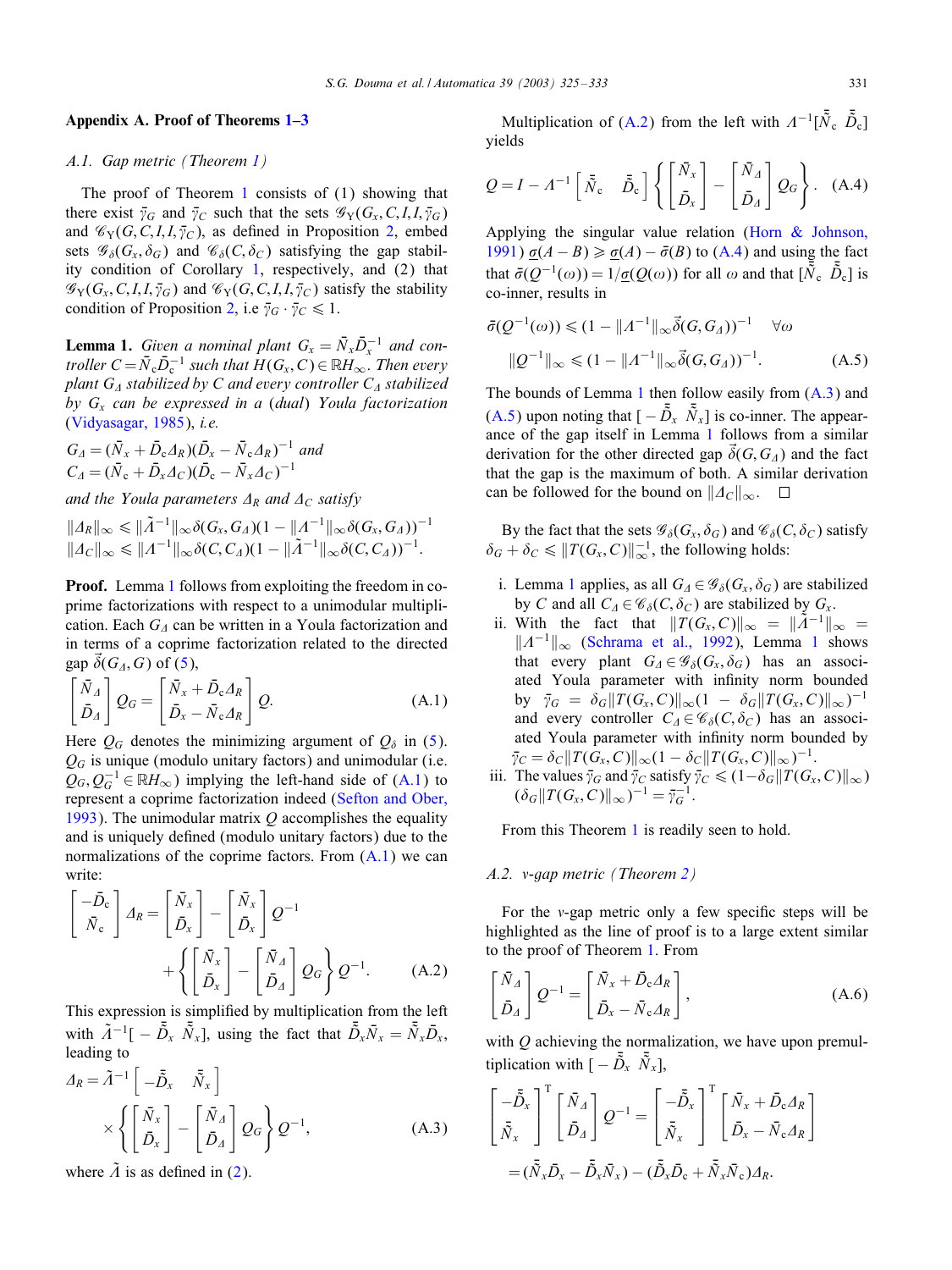## Appendix A. Proof of Theorems 1–3

### A.1. Gap metric (Theorem 1)

The proof of Theorem 1 consists of (1) showing that there exist $\bar{\gamma}_G$ and $\bar{\gamma}_C$ such that the sets $\mathscr{G}_Y(G_x, C, I, I, \bar{\gamma}_G)$ and $\mathscr{C}_Y(G, C, I, I, \bar{\gamma}_C)$, as defined in Proposition 2, embed sets $\mathscr{G}_\delta(G_x, \delta_G)$ and $\mathscr{C}_\delta(C, \delta_C)$ satisfying the gap stability condition of Corollary 1, respectively, and (2) that $\mathscr{G}_Y(G_x, C, I, I, \bar{\gamma}_G)$ and $\mathscr{C}_Y(G, C, I, I, \bar{\gamma}_C)$ satisfy the stability condition of Proposition 2, i.e $\bar{\gamma}_G \cdot \bar{\gamma}_C \leqslant 1$.

**Lemma 1.** *Given a nominal plant $G_x = \bar{N}_x \bar{D}_x^{-1}$ and controller $C = \bar{N}_c \bar{D}_c^{-1}$ such that $H(G_x, C) \in \mathbb{R}H_\infty$. Then every plant $G_\Delta$ stabilized by $C$ and every controller $C_\Delta$ stabilized by $G_x$ can be expressed in a (dual) Youla factorization (Vidyasagar, 1985), i.e.*

$$G_\Delta = (\bar{N}_x + \bar{D}_c \Delta_R)(\bar{D}_x - \bar{N}_c \Delta_R)^{-1} \text{ and}$$
$$C_\Delta = (\bar{N}_c + \bar{D}_x \Delta_C)(\bar{D}_c - \bar{N}_x \Delta_C)^{-1}$$

*and the Youla parameters $\Delta_R$ and $\Delta_C$ satisfy*

$$\|\Delta_R\|_\infty \leqslant \|\tilde{\Lambda}^{-1}\|_\infty \delta(G_x, G_\Delta)(1 - \|\Lambda^{-1}\|_\infty \delta(G_x, G_\Delta))^{-1}$$
$$\|\Delta_C\|_\infty \leqslant \|\Lambda^{-1}\|_\infty \delta(C, C_\Delta)(1 - \|\tilde{\Lambda}^{-1}\|_\infty \delta(C, C_\Delta))^{-1}.$$

**Proof.** Lemma 1 follows from exploiting the freedom in coprime factorizations with respect to a unimodular multiplication. Each $G_\Delta$ can be written in a Youla factorization and in terms of a coprime factorization related to the directed gap $\vec{\delta}(G_\Delta, G)$ of (5),

$$\begin{bmatrix} \bar{N}_\Delta \\ \bar{D}_\Delta \end{bmatrix} Q_G = \begin{bmatrix} \bar{N}_x + \bar{D}_c \Delta_R \\ \bar{D}_x - \bar{N}_c \Delta_R \end{bmatrix} Q. \tag{A.1}$$

Here $Q_G$ denotes the minimizing argument of $Q_\delta$ in (5). $Q_G$ is unique (modulo unitary factors) and unimodular (i.e. $Q_G, Q_G^{-1} \in \mathbb{R}H_\infty$) implying the left-hand side of (A.1) to represent a coprime factorization indeed (Sefton and Ober, 1993). The unimodular matrix $Q$ accomplishes the equality and is uniquely defined (modulo unitary factors) due to the normalizations of the coprime factors. From (A.1) we can write:

$$\begin{bmatrix} -\bar{D}_c \\ \bar{N}_c \end{bmatrix} \Delta_R = \begin{bmatrix} \bar{N}_x \\ \bar{D}_x \end{bmatrix} - \begin{bmatrix} \bar{N}_x \\ \bar{D}_x \end{bmatrix} Q^{-1} + \left\{ \begin{bmatrix} \bar{N}_x \\ \bar{D}_x \end{bmatrix} - \begin{bmatrix} \bar{N}_\Delta \\ \bar{D}_\Delta \end{bmatrix} Q_G \right\} Q^{-1}. \tag{A.2}$$

This expression is simplified by multiplication from the left with $\tilde{\Lambda}^{-1}[-\tilde{\bar{D}}_x \;\; \tilde{\bar{N}}_x]$, using the fact that $\tilde{\bar{D}}_x \bar{N}_x = \tilde{\bar{N}}_x \bar{D}_x$, leading to

$$\Delta_R = \tilde{\Lambda}^{-1} \begin{bmatrix} -\tilde{\bar{D}}_x & \tilde{\bar{N}}_x \end{bmatrix} \times \left\{ \begin{bmatrix} \bar{N}_x \\ \bar{D}_x \end{bmatrix} - \begin{bmatrix} \bar{N}_\Delta \\ \bar{D}_\Delta \end{bmatrix} Q_G \right\} Q^{-1}, \tag{A.3}$$

where $\tilde{\Lambda}$ is as defined in (2).

Multiplication of (A.2) from the left with $\Lambda^{-1}[\tilde{\bar{N}}_c \;\; \tilde{\bar{D}}_c]$ yields

$$Q = I - \Lambda^{-1} \begin{bmatrix} \tilde{\bar{N}}_c & \tilde{\bar{D}}_c \end{bmatrix} \left\{ \begin{bmatrix} \bar{N}_x \\ \bar{D}_x \end{bmatrix} - \begin{bmatrix} \bar{N}_\Delta \\ \bar{D}_\Delta \end{bmatrix} Q_G \right\}. \tag{A.4}$$

Applying the singular value relation (Horn & Johnson, 1991) $\underline{\sigma}(A - B) \geqslant \underline{\sigma}(A) - \bar{\sigma}(B)$ to (A.4) and using the fact that $\bar{\sigma}(Q^{-1}(\omega)) = 1/\underline{\sigma}(Q(\omega))$ for all $\omega$ and that $[\tilde{\bar{N}}_c \;\; \tilde{\bar{D}}_c]$ is co-inner, results in

$$\bar{\sigma}(Q^{-1}(\omega)) \leqslant (1 - \|\Lambda^{-1}\|_\infty \vec{\delta}(G, G_\Delta))^{-1} \quad \forall \omega$$
$$\|Q^{-1}\|_\infty \leqslant (1 - \|\Lambda^{-1}\|_\infty \vec{\delta}(G, G_\Delta))^{-1}. \tag{A.5}$$

The bounds of Lemma 1 then follow easily from (A.3) and (A.5) upon noting that $[-\tilde{\bar{D}}_x \;\; \tilde{\bar{N}}_x]$ is co-inner. The appearance of the gap itself in Lemma 1 follows from a similar derivation for the other directed gap $\vec{\delta}(G, G_\Delta)$ and the fact that the gap is the maximum of both. A similar derivation can be followed for the bound on $\|\Delta_C\|_\infty$. $\square$

By the fact that the sets $\mathscr{G}_\delta(G_x, \delta_G)$ and $\mathscr{C}_\delta(C, \delta_C)$ satisfy $\delta_G + \delta_C \leqslant \|T(G_x, C)\|_\infty^{-1}$, the following holds:

i. Lemma 1 applies, as all $G_\Delta \in \mathscr{G}_\delta(G_x, \delta_G)$ are stabilized by $C$ and all $C_\Delta \in \mathscr{C}_\delta(C, \delta_C)$ are stabilized by $G_x$.
ii. With the fact that $\|T(G_x, C)\|_\infty = \|\tilde{\Lambda}^{-1}\|_\infty = \|\Lambda^{-1}\|_\infty$ (Schrama et al., 1992), Lemma 1 shows that every plant $G_\Delta \in \mathscr{G}_\delta(G_x, \delta_G)$ has an associated Youla parameter with infinity norm bounded by $\bar{\gamma}_G = \delta_G \|T(G_x, C)\|_\infty (1 - \delta_G \|T(G_x, C)\|_\infty)^{-1}$ and every controller $C_\Delta \in \mathscr{C}_\delta(C, \delta_C)$ has an associated Youla parameter with infinity norm bounded by $\bar{\gamma}_C = \delta_C \|T(G_x, C)\|_\infty (1 - \delta_C \|T(G_x, C)\|_\infty)^{-1}$.
iii. The values $\bar{\gamma}_G$ and $\bar{\gamma}_C$ satisfy $\bar{\gamma}_C \leqslant (1 - \delta_G \|T(G_x, C)\|_\infty)(\delta_G \|T(G_x, C)\|_\infty)^{-1} = \bar{\gamma}_G^{-1}$.

From this Theorem 1 is readily seen to hold.

### A.2. ν-gap metric (Theorem 2)

For the ν-gap metric only a few specific steps will be highlighted as the line of proof is to a large extent similar to the proof of Theorem 1. From

$$\begin{bmatrix} \bar{N}_\Delta \\ \bar{D}_\Delta \end{bmatrix} Q^{-1} = \begin{bmatrix} \bar{N}_x + \bar{D}_c \Delta_R \\ \bar{D}_x - \bar{N}_c \Delta_R \end{bmatrix}, \tag{A.6}$$

with $Q$ achieving the normalization, we have upon premultiplication with $[-\tilde{\bar{D}}_x \;\; \tilde{\bar{N}}_x]$,

$$\begin{bmatrix} -\tilde{\bar{D}}_x \\ \tilde{\bar{N}}_x \end{bmatrix}^{\mathrm{T}} \begin{bmatrix} \bar{N}_\Delta \\ \bar{D}_\Delta \end{bmatrix} Q^{-1} = \begin{bmatrix} -\tilde{\bar{D}}_x \\ \tilde{\bar{N}}_x \end{bmatrix}^{\mathrm{T}} \begin{bmatrix} \bar{N}_x + \bar{D}_c \Delta_R \\ \bar{D}_x - \bar{N}_c \Delta_R \end{bmatrix}$$
$$= (\tilde{\bar{N}}_x \bar{D}_x - \tilde{\bar{D}}_x \bar{N}_x) - (\tilde{\bar{D}}_x \bar{D}_c + \tilde{\bar{N}}_x \bar{N}_c) \Delta_R.$$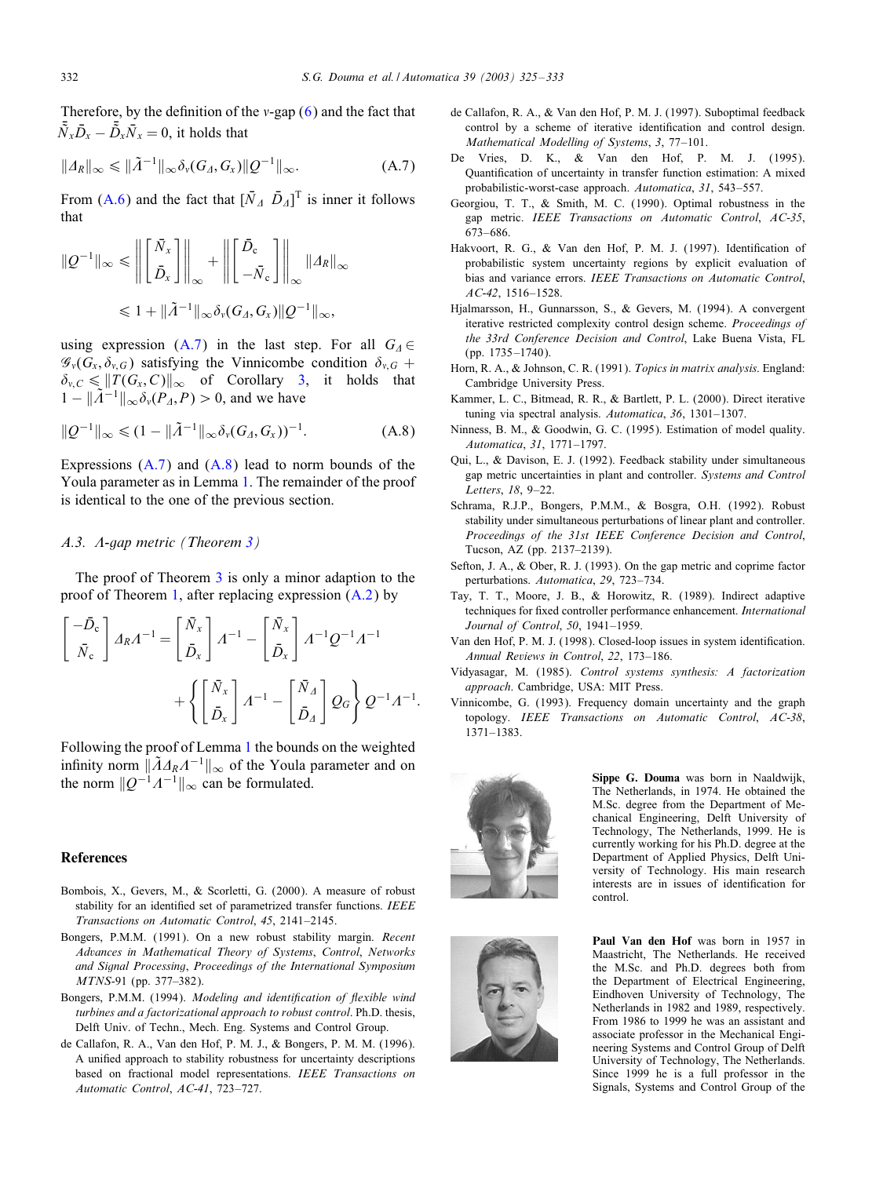Therefore, by the definition of the $\nu$-gap (6) and the fact that $\tilde{\bar{N}}_x \bar{D}_x - \tilde{\bar{D}}_x \bar{N}_x = 0$, it holds that

$$\|\Delta_R\|_\infty \leqslant \|\tilde{\Lambda}^{-1}\|_\infty \delta_\nu(G_\Delta, G_x)\|Q^{-1}\|_\infty. \tag{A.7}$$

From (A.6) and the fact that $[\bar{N}_\Delta \;\; \bar{D}_\Delta]^\mathrm{T}$ is inner it follows that

$$\begin{aligned}
\|Q^{-1}\|_\infty &\leqslant \left\| \begin{bmatrix} \bar{N}_x \\ \bar{D}_x \end{bmatrix} \right\|_\infty + \left\| \begin{bmatrix} \bar{D}_\mathrm{c} \\ -\bar{N}_\mathrm{c} \end{bmatrix} \right\|_\infty \|\Delta_R\|_\infty \\
&\leqslant 1 + \|\tilde{\Lambda}^{-1}\|_\infty \delta_\nu(G_\Delta, G_x)\|Q^{-1}\|_\infty,
\end{aligned}$$

using expression (A.7) in the last step. For all $G_\Delta \in \mathscr{G}_\nu(G_x, \delta_{\nu,G})$ satisfying the Vinnicombe condition $\delta_{\nu,G} + \delta_{\nu,C} \leqslant \|T(G_x, C)\|_\infty$ of Corollary 3, it holds that $1 - \|\tilde{\Lambda}^{-1}\|_\infty \delta_\nu(P_\Delta, P) > 0$, and we have

$$\|Q^{-1}\|_\infty \leqslant (1 - \|\tilde{\Lambda}^{-1}\|_\infty \delta_\nu(G_\Delta, G_x))^{-1}. \tag{A.8}$$

Expressions (A.7) and (A.8) lead to norm bounds of the Youla parameter as in Lemma 1. The remainder of the proof is identical to the one of the previous section.

### A.3. $\Lambda$-gap metric (Theorem 3)

The proof of Theorem 3 is only a minor adaption to the proof of Theorem 1, after replacing expression (A.2) by

$$\begin{aligned}
\begin{bmatrix} -\bar{D}_\mathrm{c} \\ \bar{N}_\mathrm{c} \end{bmatrix} \Delta_R \Lambda^{-1} &= \begin{bmatrix} \bar{N}_x \\ \bar{D}_x \end{bmatrix} \Lambda^{-1} - \begin{bmatrix} \bar{N}_x \\ \bar{D}_x \end{bmatrix} \Lambda^{-1} Q^{-1} \Lambda^{-1} \\
&\quad + \left\{ \begin{bmatrix} \bar{N}_x \\ \bar{D}_x \end{bmatrix} \Lambda^{-1} - \begin{bmatrix} \bar{N}_\Delta \\ \bar{D}_\Delta \end{bmatrix} Q_G \right\} Q^{-1} \Lambda^{-1}.
\end{aligned}$$

Following the proof of Lemma 1 the bounds on the weighted infinity norm $\|\tilde{\Lambda}\Delta_R\Lambda^{-1}\|_\infty$ of the Youla parameter and on the norm $\|Q^{-1}\Lambda^{-1}\|_\infty$ can be formulated.

## References

Bombois, X., Gevers, M., & Scorletti, G. (2000). A measure of robust stability for an identified set of parametrized transfer functions. *IEEE Transactions on Automatic Control*, *45*, 2141–2145.

Bongers, P.M.M. (1991). On a new robust stability margin. *Recent Advances in Mathematical Theory of Systems, Control, Networks and Signal Processing, Proceedings of the International Symposium MTNS-91* (pp. 377–382).

Bongers, P.M.M. (1994). *Modeling and identification of flexible wind turbines and a factorizational approach to robust control*. Ph.D. thesis, Delft Univ. of Techn., Mech. Eng. Systems and Control Group.

de Callafon, R. A., Van den Hof, P. M. J., & Bongers, P. M. M. (1996). A unified approach to stability robustness for uncertainty descriptions based on fractional model representations. *IEEE Transactions on Automatic Control*, *AC-41*, 723–727.

de Callafon, R. A., & Van den Hof, P. M. J. (1997). Suboptimal feedback control by a scheme of iterative identification and control design. *Mathematical Modelling of Systems*, *3*, 77–101.

De Vries, D. K., & Van den Hof, P. M. J. (1995). Quantification of uncertainty in transfer function estimation: A mixed probabilistic-worst-case approach. *Automatica*, *31*, 543–557.

Georgiou, T. T., & Smith, M. C. (1990). Optimal robustness in the gap metric. *IEEE Transactions on Automatic Control*, *AC-35*, 673–686.

Hakvoort, R. G., & Van den Hof, P. M. J. (1997). Identification of probabilistic system uncertainty regions by explicit evaluation of bias and variance errors. *IEEE Transactions on Automatic Control*, *AC-42*, 1516–1528.

Hjalmarsson, H., Gunnarsson, S., & Gevers, M. (1994). A convergent iterative restricted complexity control design scheme. *Proceedings of the 33rd Conference Decision and Control*, Lake Buena Vista, FL (pp. 1735–1740).

Horn, R. A., & Johnson, C. R. (1991). *Topics in matrix analysis*. England: Cambridge University Press.

Kammer, L. C., Bitmead, R. R., & Bartlett, P. L. (2000). Direct iterative tuning via spectral analysis. *Automatica*, *36*, 1301–1307.

Ninness, B. M., & Goodwin, G. C. (1995). Estimation of model quality. *Automatica*, *31*, 1771–1797.

Qui, L., & Davison, E. J. (1992). Feedback stability under simultaneous gap metric uncertainties in plant and controller. *Systems and Control Letters*, *18*, 9–22.

Schrama, R.J.P., Bongers, P.M.M., & Bosgra, O.H. (1992). Robust stability under simultaneous perturbations of linear plant and controller. *Proceedings of the 31st IEEE Conference Decision and Control*, Tucson, AZ (pp. 2137–2139).

Sefton, J. A., & Ober, R. J. (1993). On the gap metric and coprime factor perturbations. *Automatica*, *29*, 723–734.

Tay, T. T., Moore, J. B., & Horowitz, R. (1989). Indirect adaptive techniques for fixed controller performance enhancement. *International Journal of Control*, *50*, 1941–1959.

Van den Hof, P. M. J. (1998). Closed-loop issues in system identification. *Annual Reviews in Control*, *22*, 173–186.

Vidyasagar, M. (1985). *Control systems synthesis: A factorization approach*. Cambridge, USA: MIT Press.

Vinnicombe, G. (1993). Frequency domain uncertainty and the graph topology. *IEEE Transactions on Automatic Control*, *AC-38*, 1371–1383.

**Sippe G. Douma** was born in Naaldwijk, The Netherlands, in 1974. He obtained the M.Sc. degree from the Department of Mechanical Engineering, Delft University of Technology, The Netherlands, 1999. He is currently working for his Ph.D. degree at the Department of Applied Physics, Delft University of Technology. His main research interests are in issues of identification for control.

**Paul Van den Hof** was born in 1957 in Maastricht, The Netherlands. He received the M.Sc. and Ph.D. degrees both from the Department of Electrical Engineering, Eindhoven University of Technology, The Netherlands in 1982 and 1989, respectively. From 1986 to 1999 he was an assistant and associate professor in the Mechanical Engineering Systems and Control Group of Delft University of Technology, The Netherlands. Since 1999 he is a full professor in the Signals, Systems and Control Group of the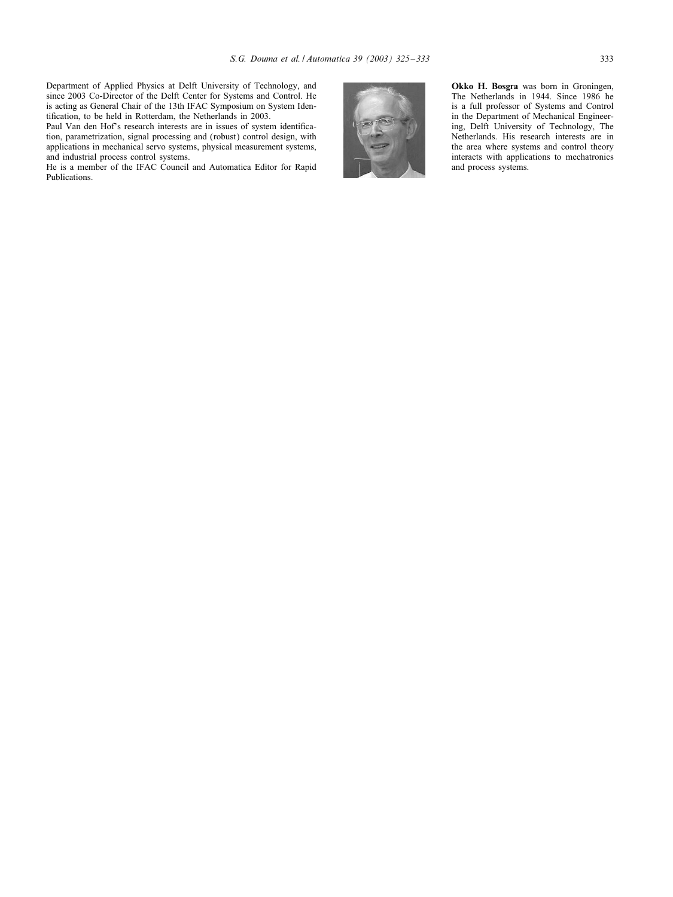Department of Applied Physics at Delft University of Technology, and since 2003 Co-Director of the Delft Center for Systems and Control. He is acting as General Chair of the 13th IFAC Symposium on System Identification, to be held in Rotterdam, the Netherlands in 2003.
Paul Van den Hof's research interests are in issues of system identification, parametrization, signal processing and (robust) control design, with applications in mechanical servo systems, physical measurement systems, and industrial process control systems.
He is a member of the IFAC Council and Automatica Editor for Rapid Publications.

**Okko H. Bosgra** was born in Groningen, The Netherlands in 1944. Since 1986 he is a full professor of Systems and Control in the Department of Mechanical Engineering, Delft University of Technology, The Netherlands. His research interests are in the area where systems and control theory interacts with applications to mechatronics and process systems.